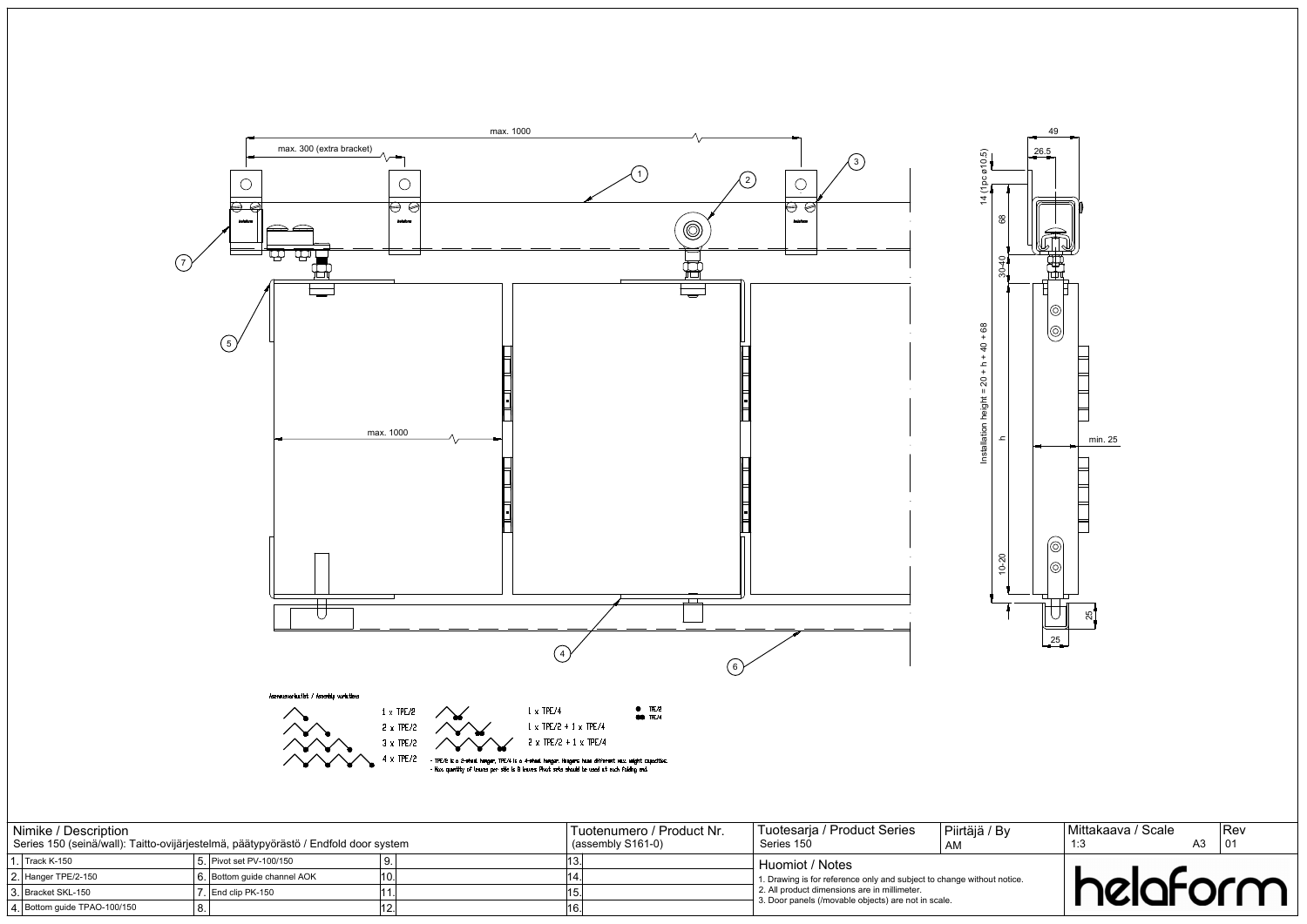max. 1000

max. 300 (extra bracket)

max. 1000

49

26.5

14 (1pc ø10.5)

68

30-40

Installation height = 20 + h + 40 + 68

h

min. 25

10-20

25

25

Asennusvaihtoehdot / Assembly variations

1 x TPE/2
2 x TPE/2
3 x TPE/2
4 x TPE/2

1 x TPE/4
1 x TPE/2 + 1 x TPE/4
2 x TPE/2 + 1 x TPE/4

● TPE/2
●● TPE/4

- TPE/2 is a 2-wheel hanger, TPE/4 is a 4-wheel hanger. Hangers have different max. weight capacities.
- Max. quantity of leaves per side is 8 leaves. Pivot sets should be used at each folding end.

| Nimike / Description | | | | Tuotenumero / Product Nr. | Tuotesarja / Product Series | Piirtäjä / By | Mittakaava / Scale | Rev |
|---|---|---|---|---|---|---|---|---|
| Series 150 (seinä/wall): Taitto-ovijärjestelmä, päätypyörästö / Endfold door system | | | | (assembly S161-0) | Series 150 | AM | 1:3 A3 | 01 |
| 1. Track K-150 | 5. Pivot set PV-100/150 | 9. | 13. | | | | | |
| 2. Hanger TPE/2-150 | 6. Bottom guide channel AOK | 10. | 14. | | | | | |
| 3. Bracket SKL-150 | 7. End clip PK-150 | 11. | 15. | | | | | |
| 4. Bottom guide TPAO-100/150 | 8. | 12. | 16. | | | | | |

**Huomiot / Notes**

1. Drawing is for reference only and subject to change without notice.
2. All product dimensions are in millimeter.
3. Door panels (/movable objects) are not in scale.

helaform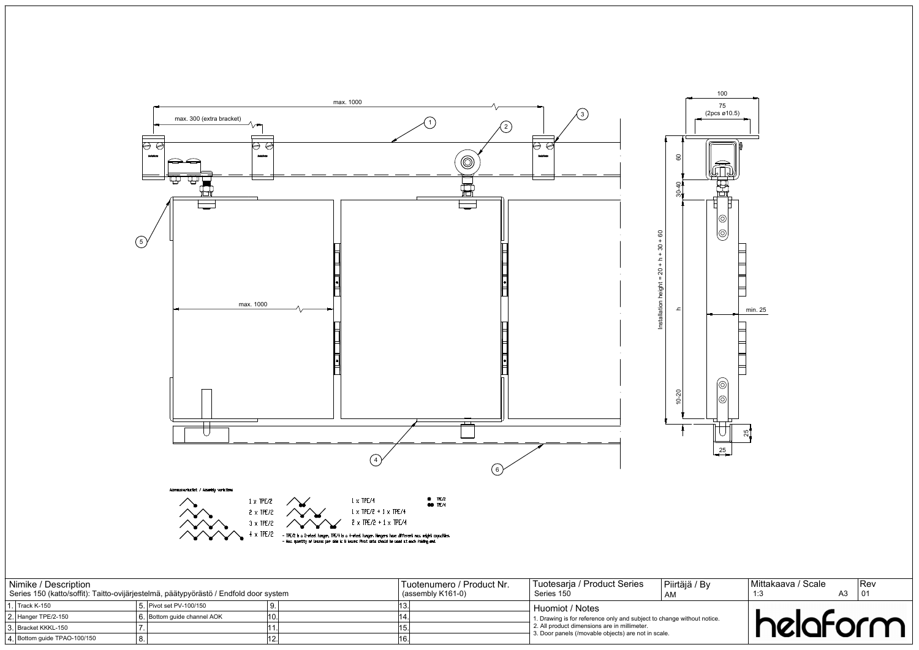max. 1000

max. 300 (extra bracket)

max. 1000

1

2

3

4

5

6

100

75
(2pcs ø10.5)

60

30-40

Installation height = 20 + h + 30 + 60

h

min. 25

10-20

25

25

Asennusvariaatiot / Assembly variations

1 x TPE/2
2 x TPE/2
3 x TPE/2
4 x TPE/2

1 x TPE/4
1 x TPE/2 + 1 x TPE/4
2 x TPE/2 + 1 x TPE/4

TPE/2
TPE/4

- TPE/2 is a 2-wheel hanger, TPE/4 is a 4-wheel hanger. Hangers have different max. weight capacities.
- Max. quantity of leaves per side is 8 leaves. Pivot sets should be used at each folding end.

| Nimike / Description | | | | | | | | Tuotenumero / Product Nr. | Tuotesarja / Product Series | Piirtäjä / By | Mittakaava / Scale | Rev |
|---|---|---|---|---|---|---|---|---|---|---|---|---|
| Series 150 (katto/soffit): Taitto-ovijärjestelmä, päätypyörästö / Endfold door system | | | | | | | | (assembly K161-0) | Series 150 | AM | 1:3 A3 | 01 |
| 1. | Track K-150 | 5. | Pivot set PV-100/150 | 9. | | 13. | | | | | | |
| 2. | Hanger TPE/2-150 | 6. | Bottom guide channel AOK | 10. | | 14. | | | | | | |
| 3. | Bracket KKKL-150 | 7. | | 11. | | 15. | | | | | | |
| 4. | Bottom guide TPAO-100/150 | 8. | | 12. | | 16. | | | | | | |

**Huomiot / Notes**

1. Drawing is for reference only and subject to change without notice.
2. All product dimensions are in millimeter.
3. Door panels (/movable objects) are not in scale.

helaform